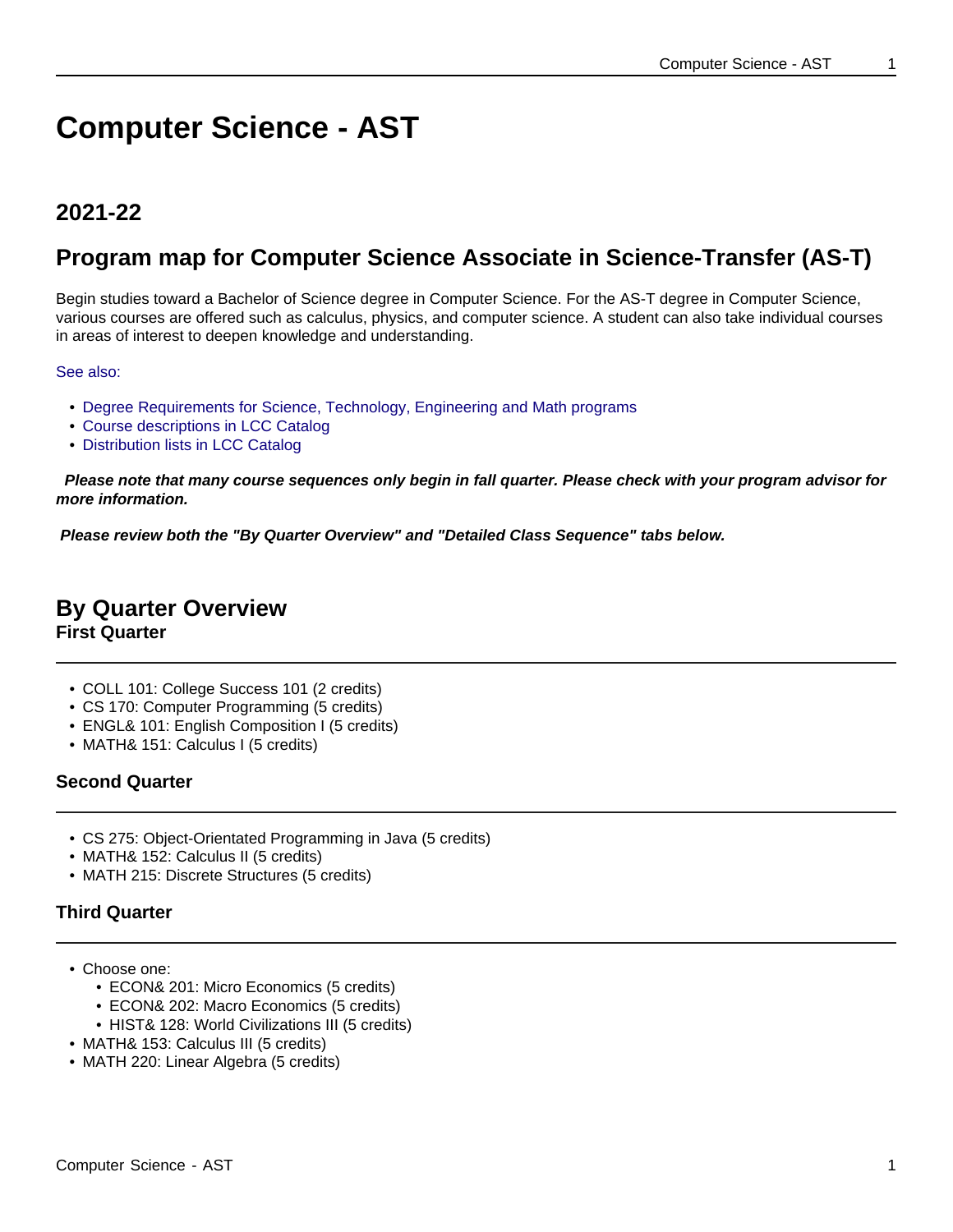# Computer Science - AST

## 2021-22

## Program map for Computer Science Associate in Science-Transfer (AS-T)

Begin studies toward a Bachelor of Science degree in Computer Science. For the AS-T degree in Computer Science, various courses are offered such as calculus, physics, and computer science. A student can also take individual courses in areas of interest to deepen knowledge and understanding.

See also:

- Degree Requirements for Science, Technology, Engineering and Math programs
- Course descriptions in LCC Catalog
- Distribution lists in LCC Catalog

***Please note that many course sequences only begin in fall quarter. Please check with your program advisor for more information.***

***Please review both the "By Quarter Overview" and "Detailed Class Sequence" tabs below.***

## By Quarter Overview

### First Quarter

- COLL 101: College Success 101 (2 credits)
- CS 170: Computer Programming (5 credits)
- ENGL& 101: English Composition I (5 credits)
- MATH& 151: Calculus I (5 credits)

### Second Quarter

- CS 275: Object-Orientated Programming in Java (5 credits)
- MATH& 152: Calculus II (5 credits)
- MATH 215: Discrete Structures (5 credits)

### Third Quarter

- Choose one:
  - ECON& 201: Micro Economics (5 credits)
  - ECON& 202: Macro Economics (5 credits)
  - HIST& 128: World Civilizations III (5 credits)
- MATH& 153: Calculus III (5 credits)
- MATH 220: Linear Algebra (5 credits)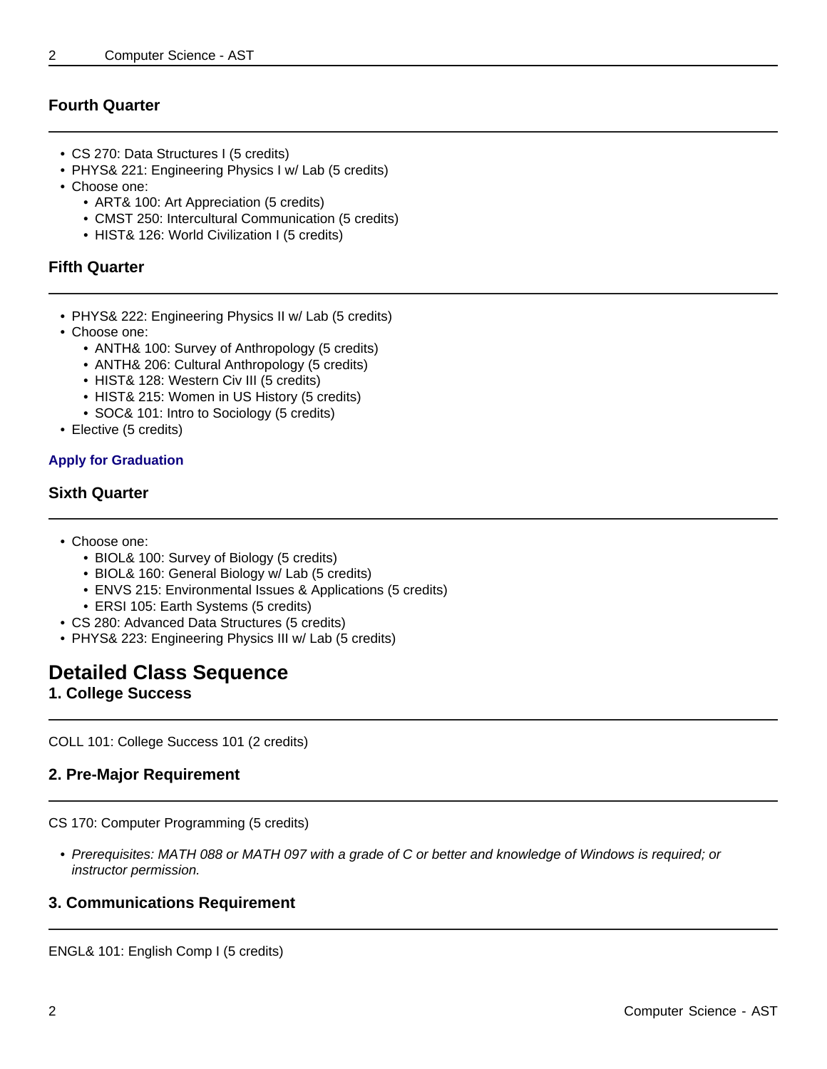### Fourth Quarter

- CS 270: Data Structures I (5 credits)
- PHYS& 221: Engineering Physics I w/ Lab (5 credits)
- Choose one:
  - ART& 100: Art Appreciation (5 credits)
  - CMST 250: Intercultural Communication (5 credits)
  - HIST& 126: World Civilization I (5 credits)

### Fifth Quarter

- PHYS& 222: Engineering Physics II w/ Lab (5 credits)
- Choose one:
  - ANTH& 100: Survey of Anthropology (5 credits)
  - ANTH& 206: Cultural Anthropology (5 credits)
  - HIST& 128: Western Civ III (5 credits)
  - HIST& 215: Women in US History (5 credits)
  - SOC& 101: Intro to Sociology (5 credits)
- Elective (5 credits)

**Apply for Graduation**

### Sixth Quarter

- Choose one:
  - BIOL& 100: Survey of Biology (5 credits)
  - BIOL& 160: General Biology w/ Lab (5 credits)
  - ENVS 215: Environmental Issues & Applications (5 credits)
  - ERSI 105: Earth Systems (5 credits)
- CS 280: Advanced Data Structures (5 credits)
- PHYS& 223: Engineering Physics III w/ Lab (5 credits)

## Detailed Class Sequence

### 1. College Success

COLL 101: College Success 101 (2 credits)

### 2. Pre-Major Requirement

CS 170: Computer Programming (5 credits)

- *Prerequisites: MATH 088 or MATH 097 with a grade of C or better and knowledge of Windows is required; or instructor permission.*

### 3. Communications Requirement

ENGL& 101: English Comp I (5 credits)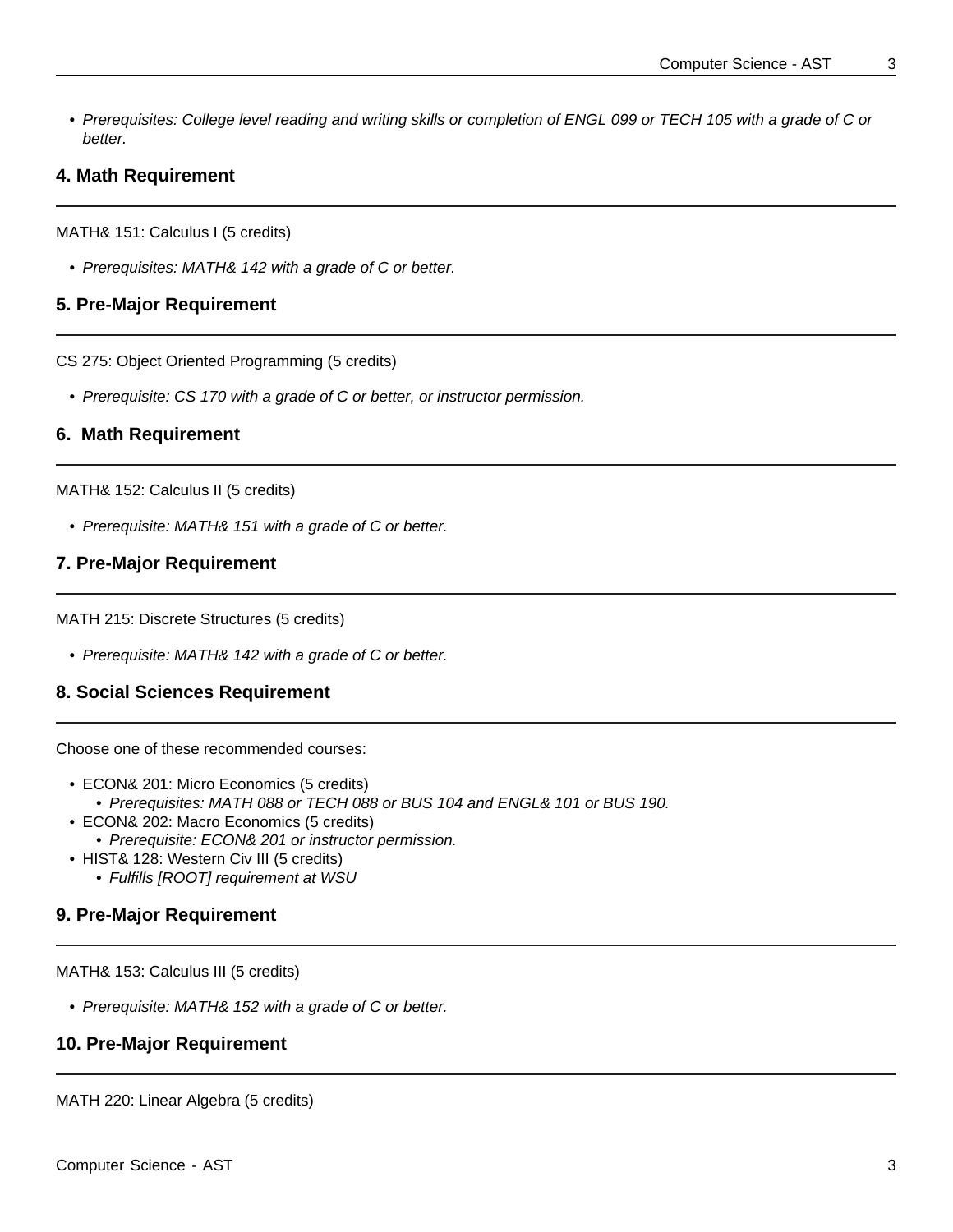- *Prerequisites: College level reading and writing skills or completion of ENGL 099 or TECH 105 with a grade of C or better.*

### 4. Math Requirement

MATH& 151: Calculus I (5 credits)

- *Prerequisites: MATH& 142 with a grade of C or better.*

### 5. Pre-Major Requirement

CS 275: Object Oriented Programming (5 credits)

- *Prerequisite: CS 170 with a grade of C or better, or instructor permission.*

### 6. Math Requirement

MATH& 152: Calculus II (5 credits)

- *Prerequisite: MATH& 151 with a grade of C or better.*

### 7. Pre-Major Requirement

MATH 215: Discrete Structures (5 credits)

- *Prerequisite: MATH& 142 with a grade of C or better.*

### 8. Social Sciences Requirement

Choose one of these recommended courses:

- ECON& 201: Micro Economics (5 credits)
  - *Prerequisites: MATH 088 or TECH 088 or BUS 104 and ENGL& 101 or BUS 190.*
- ECON& 202: Macro Economics (5 credits)
  - *Prerequisite: ECON& 201 or instructor permission.*
- HIST& 128: Western Civ III (5 credits)
  - *Fulfills [ROOT] requirement at WSU*

### 9. Pre-Major Requirement

MATH& 153: Calculus III (5 credits)

- *Prerequisite: MATH& 152 with a grade of C or better.*

### 10. Pre-Major Requirement

MATH 220: Linear Algebra (5 credits)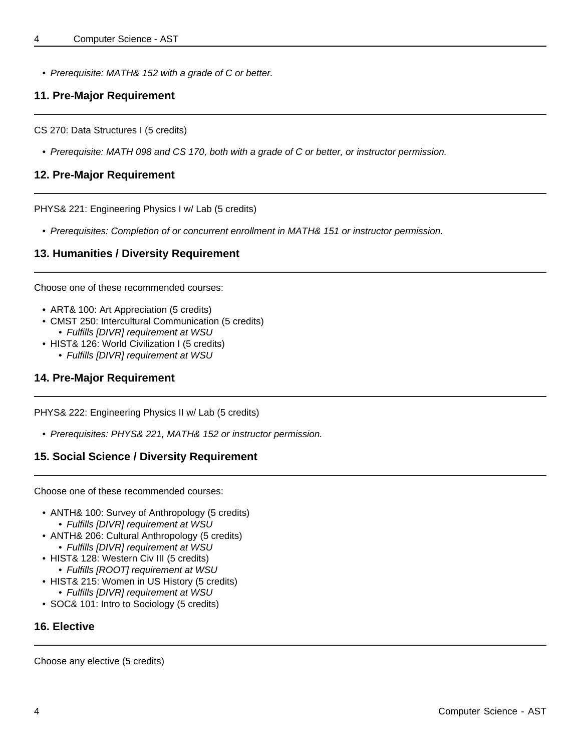- *Prerequisite: MATH& 152 with a grade of C or better.*

## 11. Pre-Major Requirement

CS 270: Data Structures I (5 credits)

- *Prerequisite: MATH 098 and CS 170, both with a grade of C or better, or instructor permission.*

## 12. Pre-Major Requirement

PHYS& 221: Engineering Physics I w/ Lab (5 credits)

- *Prerequisites: Completion of or concurrent enrollment in MATH& 151 or instructor permission.*

## 13. Humanities / Diversity Requirement

Choose one of these recommended courses:

- ART& 100: Art Appreciation (5 credits)
- CMST 250: Intercultural Communication (5 credits)
  - *Fulfills [DIVR] requirement at WSU*
- HIST& 126: World Civilization I (5 credits)
  - *Fulfills [DIVR] requirement at WSU*

## 14. Pre-Major Requirement

PHYS& 222: Engineering Physics II w/ Lab (5 credits)

- *Prerequisites: PHYS& 221, MATH& 152 or instructor permission.*

## 15. Social Science / Diversity Requirement

Choose one of these recommended courses:

- ANTH& 100: Survey of Anthropology (5 credits)
  - *Fulfills [DIVR] requirement at WSU*
- ANTH& 206: Cultural Anthropology (5 credits)
  - *Fulfills [DIVR] requirement at WSU*
- HIST& 128: Western Civ III (5 credits)
  - *Fulfills [ROOT] requirement at WSU*
- HIST& 215: Women in US History (5 credits)
  - *Fulfills [DIVR] requirement at WSU*
- SOC& 101: Intro to Sociology (5 credits)

## 16. Elective

Choose any elective (5 credits)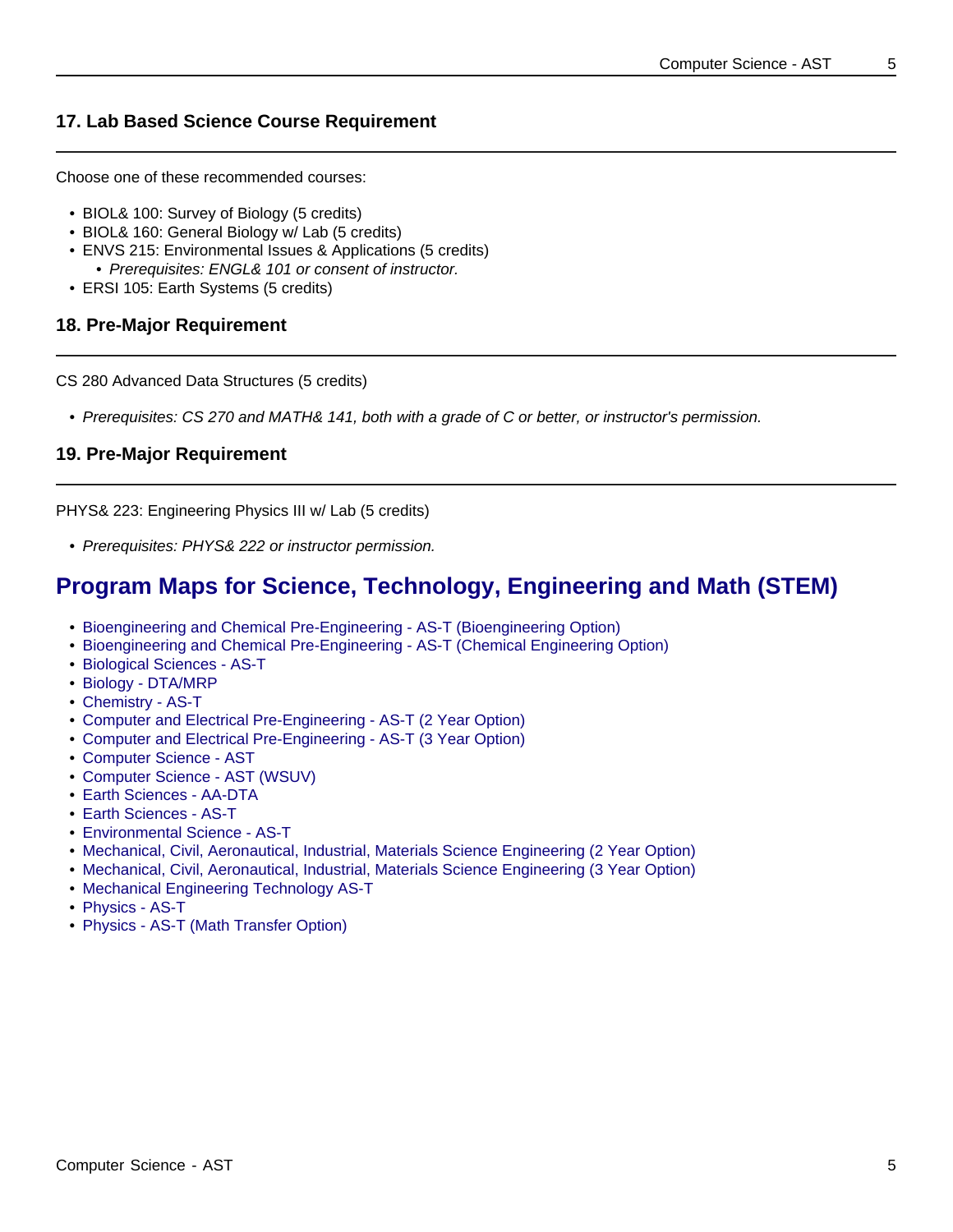### 17. Lab Based Science Course Requirement

Choose one of these recommended courses:

- BIOL& 100: Survey of Biology (5 credits)
- BIOL& 160: General Biology w/ Lab (5 credits)
- ENVS 215: Environmental Issues & Applications (5 credits)
  - *Prerequisites: ENGL& 101 or consent of instructor.*
- ERSI 105: Earth Systems (5 credits)

### 18. Pre-Major Requirement

CS 280 Advanced Data Structures (5 credits)

- *Prerequisites: CS 270 and MATH& 141, both with a grade of C or better, or instructor's permission.*

### 19. Pre-Major Requirement

PHYS& 223: Engineering Physics III w/ Lab (5 credits)

- *Prerequisites: PHYS& 222 or instructor permission.*

## Program Maps for Science, Technology, Engineering and Math (STEM)

- Bioengineering and Chemical Pre-Engineering - AS-T (Bioengineering Option)
- Bioengineering and Chemical Pre-Engineering - AS-T (Chemical Engineering Option)
- Biological Sciences - AS-T
- Biology - DTA/MRP
- Chemistry - AS-T
- Computer and Electrical Pre-Engineering - AS-T (2 Year Option)
- Computer and Electrical Pre-Engineering - AS-T (3 Year Option)
- Computer Science - AST
- Computer Science - AST (WSUV)
- Earth Sciences - AA-DTA
- Earth Sciences - AS-T
- Environmental Science - AS-T
- Mechanical, Civil, Aeronautical, Industrial, Materials Science Engineering (2 Year Option)
- Mechanical, Civil, Aeronautical, Industrial, Materials Science Engineering (3 Year Option)
- Mechanical Engineering Technology AS-T
- Physics - AS-T
- Physics - AS-T (Math Transfer Option)